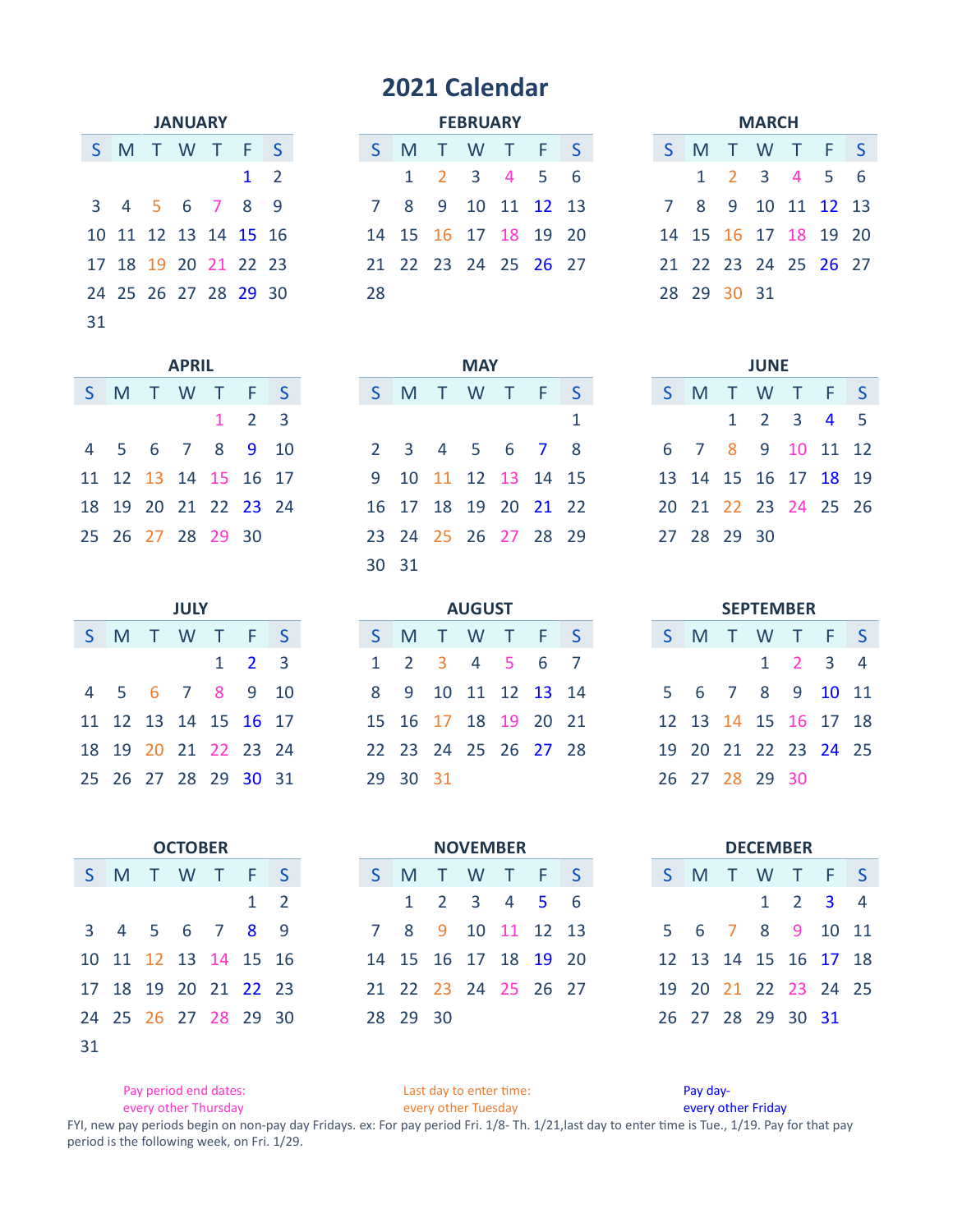# 2021 Calendar

### JANUARY

| S | M | T | W | T | F | S |
|---|---|---|---|---|---|---|
| | | | | | 1 | 2 |
| 3 | 4 | 5 | 6 | 7 | 8 | 9 |
| 10 | 11 | 12 | 13 | 14 | 15 | 16 |
| 17 | 18 | 19 | 20 | 21 | 22 | 23 |
| 24 | 25 | 26 | 27 | 28 | 29 | 30 |
| 31 | | | | | | |

### FEBRUARY

| S | M | T | W | T | F | S |
|---|---|---|---|---|---|---|
| | 1 | 2 | 3 | 4 | 5 | 6 |
| 7 | 8 | 9 | 10 | 11 | 12 | 13 |
| 14 | 15 | 16 | 17 | 18 | 19 | 20 |
| 21 | 22 | 23 | 24 | 25 | 26 | 27 |
| 28 | | | | | | |

### MARCH

| S | M | T | W | T | F | S |
|---|---|---|---|---|---|---|
| | 1 | 2 | 3 | 4 | 5 | 6 |
| 7 | 8 | 9 | 10 | 11 | 12 | 13 |
| 14 | 15 | 16 | 17 | 18 | 19 | 20 |
| 21 | 22 | 23 | 24 | 25 | 26 | 27 |
| 28 | 29 | 30 | 31 | | | |

### APRIL

| S | M | T | W | T | F | S |
|---|---|---|---|---|---|---|
| | | | | 1 | 2 | 3 |
| 4 | 5 | 6 | 7 | 8 | 9 | 10 |
| 11 | 12 | 13 | 14 | 15 | 16 | 17 |
| 18 | 19 | 20 | 21 | 22 | 23 | 24 |
| 25 | 26 | 27 | 28 | 29 | 30 | |

### MAY

| S | M | T | W | T | F | S |
|---|---|---|---|---|---|---|
| | | | | | | 1 |
| 2 | 3 | 4 | 5 | 6 | 7 | 8 |
| 9 | 10 | 11 | 12 | 13 | 14 | 15 |
| 16 | 17 | 18 | 19 | 20 | 21 | 22 |
| 23 | 24 | 25 | 26 | 27 | 28 | 29 |
| 30 | 31 | | | | | |

### JUNE

| S | M | T | W | T | F | S |
|---|---|---|---|---|---|---|
| | | 1 | 2 | 3 | 4 | 5 |
| 6 | 7 | 8 | 9 | 10 | 11 | 12 |
| 13 | 14 | 15 | 16 | 17 | 18 | 19 |
| 20 | 21 | 22 | 23 | 24 | 25 | 26 |
| 27 | 28 | 29 | 30 | | | |

### JULY

| S | M | T | W | T | F | S |
|---|---|---|---|---|---|---|
| | | | | 1 | 2 | 3 |
| 4 | 5 | 6 | 7 | 8 | 9 | 10 |
| 11 | 12 | 13 | 14 | 15 | 16 | 17 |
| 18 | 19 | 20 | 21 | 22 | 23 | 24 |
| 25 | 26 | 27 | 28 | 29 | 30 | 31 |

### AUGUST

| S | M | T | W | T | F | S |
|---|---|---|---|---|---|---|
| 1 | 2 | 3 | 4 | 5 | 6 | 7 |
| 8 | 9 | 10 | 11 | 12 | 13 | 14 |
| 15 | 16 | 17 | 18 | 19 | 20 | 21 |
| 22 | 23 | 24 | 25 | 26 | 27 | 28 |
| 29 | 30 | 31 | | | | |

### SEPTEMBER

| S | M | T | W | T | F | S |
|---|---|---|---|---|---|---|
| | | | 1 | 2 | 3 | 4 |
| 5 | 6 | 7 | 8 | 9 | 10 | 11 |
| 12 | 13 | 14 | 15 | 16 | 17 | 18 |
| 19 | 20 | 21 | 22 | 23 | 24 | 25 |
| 26 | 27 | 28 | 29 | 30 | | |

### OCTOBER

| S | M | T | W | T | F | S |
|---|---|---|---|---|---|---|
| | | | | | 1 | 2 |
| 3 | 4 | 5 | 6 | 7 | 8 | 9 |
| 10 | 11 | 12 | 13 | 14 | 15 | 16 |
| 17 | 18 | 19 | 20 | 21 | 22 | 23 |
| 24 | 25 | 26 | 27 | 28 | 29 | 30 |
| 31 | | | | | | |

### NOVEMBER

| S | M | T | W | T | F | S |
|---|---|---|---|---|---|---|
| | 1 | 2 | 3 | 4 | 5 | 6 |
| 7 | 8 | 9 | 10 | 11 | 12 | 13 |
| 14 | 15 | 16 | 17 | 18 | 19 | 20 |
| 21 | 22 | 23 | 24 | 25 | 26 | 27 |
| 28 | 29 | 30 | | | | |

### DECEMBER

| S | M | T | W | T | F | S |
|---|---|---|---|---|---|---|
| | | | 1 | 2 | 3 | 4 |
| 5 | 6 | 7 | 8 | 9 | 10 | 11 |
| 12 | 13 | 14 | 15 | 16 | 17 | 18 |
| 19 | 20 | 21 | 22 | 23 | 24 | 25 |
| 26 | 27 | 28 | 29 | 30 | 31 | |

Pay period end dates: every other Thursday

Last day to enter time: every other Tuesday

Pay day- every other Friday

FYI, new pay periods begin on non-pay day Fridays. ex: For pay period Fri. 1/8- Th. 1/21,last day to enter time is Tue., 1/19. Pay for that pay period is the following week, on Fri. 1/29.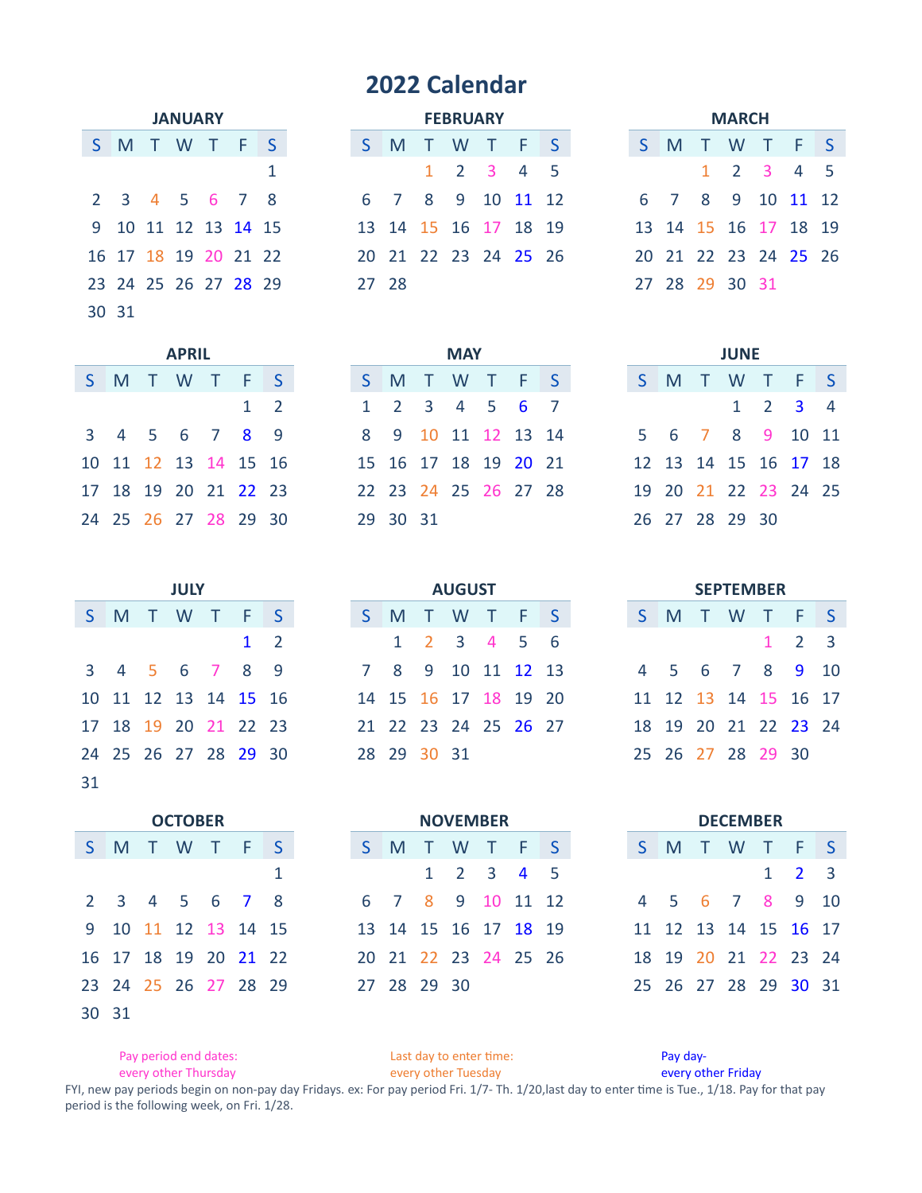# 2022 Calendar

### JANUARY

| S | M | T | W | T | F | S |
|---|---|---|---|---|---|---|
| | | | | | | 1 |
| 2 | 3 | 4 | 5 | 6 | 7 | 8 |
| 9 | 10 | 11 | 12 | 13 | 14 | 15 |
| 16 | 17 | 18 | 19 | 20 | 21 | 22 |
| 23 | 24 | 25 | 26 | 27 | 28 | 29 |
| 30 | 31 | | | | | |

### FEBRUARY

| S | M | T | W | T | F | S |
|---|---|---|---|---|---|---|
| | | 1 | 2 | 3 | 4 | 5 |
| 6 | 7 | 8 | 9 | 10 | 11 | 12 |
| 13 | 14 | 15 | 16 | 17 | 18 | 19 |
| 20 | 21 | 22 | 23 | 24 | 25 | 26 |
| 27 | 28 | | | | | |

### MARCH

| S | M | T | W | T | F | S |
|---|---|---|---|---|---|---|
| | | 1 | 2 | 3 | 4 | 5 |
| 6 | 7 | 8 | 9 | 10 | 11 | 12 |
| 13 | 14 | 15 | 16 | 17 | 18 | 19 |
| 20 | 21 | 22 | 23 | 24 | 25 | 26 |
| 27 | 28 | 29 | 30 | 31 | | |

### APRIL

| S | M | T | W | T | F | S |
|---|---|---|---|---|---|---|
| | | | | | 1 | 2 |
| 3 | 4 | 5 | 6 | 7 | 8 | 9 |
| 10 | 11 | 12 | 13 | 14 | 15 | 16 |
| 17 | 18 | 19 | 20 | 21 | 22 | 23 |
| 24 | 25 | 26 | 27 | 28 | 29 | 30 |

### MAY

| S | M | T | W | T | F | S |
|---|---|---|---|---|---|---|
| 1 | 2 | 3 | 4 | 5 | 6 | 7 |
| 8 | 9 | 10 | 11 | 12 | 13 | 14 |
| 15 | 16 | 17 | 18 | 19 | 20 | 21 |
| 22 | 23 | 24 | 25 | 26 | 27 | 28 |
| 29 | 30 | 31 | | | | |

### JUNE

| S | M | T | W | T | F | S |
|---|---|---|---|---|---|---|
| | | | 1 | 2 | 3 | 4 |
| 5 | 6 | 7 | 8 | 9 | 10 | 11 |
| 12 | 13 | 14 | 15 | 16 | 17 | 18 |
| 19 | 20 | 21 | 22 | 23 | 24 | 25 |
| 26 | 27 | 28 | 29 | 30 | | |

### JULY

| S | M | T | W | T | F | S |
|---|---|---|---|---|---|---|
| | | | | | 1 | 2 |
| 3 | 4 | 5 | 6 | 7 | 8 | 9 |
| 10 | 11 | 12 | 13 | 14 | 15 | 16 |
| 17 | 18 | 19 | 20 | 21 | 22 | 23 |
| 24 | 25 | 26 | 27 | 28 | 29 | 30 |
| 31 | | | | | | |

### AUGUST

| S | M | T | W | T | F | S |
|---|---|---|---|---|---|---|
| | 1 | 2 | 3 | 4 | 5 | 6 |
| 7 | 8 | 9 | 10 | 11 | 12 | 13 |
| 14 | 15 | 16 | 17 | 18 | 19 | 20 |
| 21 | 22 | 23 | 24 | 25 | 26 | 27 |
| 28 | 29 | 30 | 31 | | | |

### SEPTEMBER

| S | M | T | W | T | F | S |
|---|---|---|---|---|---|---|
| | | | | 1 | 2 | 3 |
| 4 | 5 | 6 | 7 | 8 | 9 | 10 |
| 11 | 12 | 13 | 14 | 15 | 16 | 17 |
| 18 | 19 | 20 | 21 | 22 | 23 | 24 |
| 25 | 26 | 27 | 28 | 29 | 30 | |

### OCTOBER

| S | M | T | W | T | F | S |
|---|---|---|---|---|---|---|
| | | | | | | 1 |
| 2 | 3 | 4 | 5 | 6 | 7 | 8 |
| 9 | 10 | 11 | 12 | 13 | 14 | 15 |
| 16 | 17 | 18 | 19 | 20 | 21 | 22 |
| 23 | 24 | 25 | 26 | 27 | 28 | 29 |
| 30 | 31 | | | | | |

### NOVEMBER

| S | M | T | W | T | F | S |
|---|---|---|---|---|---|---|
| | | 1 | 2 | 3 | 4 | 5 |
| 6 | 7 | 8 | 9 | 10 | 11 | 12 |
| 13 | 14 | 15 | 16 | 17 | 18 | 19 |
| 20 | 21 | 22 | 23 | 24 | 25 | 26 |
| 27 | 28 | 29 | 30 | | | |

### DECEMBER

| S | M | T | W | T | F | S |
|---|---|---|---|---|---|---|
| | | | | 1 | 2 | 3 |
| 4 | 5 | 6 | 7 | 8 | 9 | 10 |
| 11 | 12 | 13 | 14 | 15 | 16 | 17 |
| 18 | 19 | 20 | 21 | 22 | 23 | 24 |
| 25 | 26 | 27 | 28 | 29 | 30 | 31 |

Pay period end dates: every other Thursday

Last day to enter time: every other Tuesday

Pay day- every other Friday

FYI, new pay periods begin on non-pay day Fridays. ex: For pay period Fri. 1/7- Th. 1/20, last day to enter time is Tue., 1/18. Pay for that pay period is the following week, on Fri. 1/28.